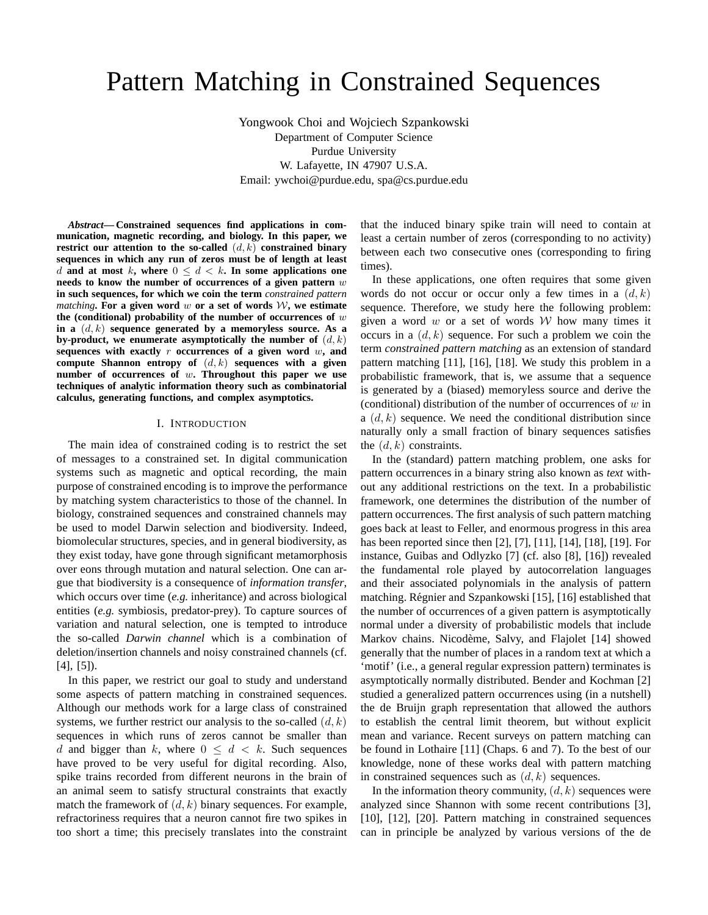# Pattern Matching in Constrained Sequences

Yongwook Choi and Wojciech Szpankowski
Department of Computer Science
Purdue University
W. Lafayette, IN 47907 U.S.A.
Email: ywchoi@purdue.edu, spa@cs.purdue.edu

***Abstract*— Constrained sequences find applications in communication, magnetic recording, and biology. In this paper, we restrict our attention to the so-called $(d, k)$ constrained binary sequences in which any run of zeros must be of length at least $d$ and at most $k$, where $0 \leq d < k$. In some applications one needs to know the number of occurrences of a given pattern $w$ in such sequences, for which we coin the term *constrained pattern matching*. For a given word $w$ or a set of words $\mathcal{W}$, we estimate the (conditional) probability of the number of occurrences of $w$ in a $(d, k)$ sequence generated by a memoryless source. As a by-product, we enumerate asymptotically the number of $(d, k)$ sequences with exactly $r$ occurrences of a given word $w$, and compute Shannon entropy of $(d, k)$ sequences with a given number of occurrences of $w$. Throughout this paper we use techniques of analytic information theory such as combinatorial calculus, generating functions, and complex asymptotics.**

## I. Introduction

The main idea of constrained coding is to restrict the set of messages to a constrained set. In digital communication systems such as magnetic and optical recording, the main purpose of constrained encoding is to improve the performance by matching system characteristics to those of the channel. In biology, constrained sequences and constrained channels may be used to model Darwin selection and biodiversity. Indeed, biomolecular structures, species, and in general biodiversity, as they exist today, have gone through significant metamorphosis over eons through mutation and natural selection. One can argue that biodiversity is a consequence of *information transfer*, which occurs over time (*e.g.* inheritance) and across biological entities (*e.g.* symbiosis, predator-prey). To capture sources of variation and natural selection, one is tempted to introduce the so-called *Darwin channel* which is a combination of deletion/insertion channels and noisy constrained channels (cf. [4], [5]).

In this paper, we restrict our goal to study and understand some aspects of pattern matching in constrained sequences. Although our methods work for a large class of constrained systems, we further restrict our analysis to the so-called $(d, k)$ sequences in which runs of zeros cannot be smaller than $d$ and bigger than $k$, where $0 \leq d < k$. Such sequences have proved to be very useful for digital recording. Also, spike trains recorded from different neurons in the brain of an animal seem to satisfy structural constraints that exactly match the framework of $(d, k)$ binary sequences. For example, refractoriness requires that a neuron cannot fire two spikes in too short a time; this precisely translates into the constraint that the induced binary spike train will need to contain at least a certain number of zeros (corresponding to no activity) between each two consecutive ones (corresponding to firing times).

In these applications, one often requires that some given words do not occur or occur only a few times in a $(d, k)$ sequence. Therefore, we study here the following problem: given a word $w$ or a set of words $\mathcal{W}$ how many times it occurs in a $(d, k)$ sequence. For such a problem we coin the term *constrained pattern matching* as an extension of standard pattern matching [11], [16], [18]. We study this problem in a probabilistic framework, that is, we assume that a sequence is generated by a (biased) memoryless source and derive the (conditional) distribution of the number of occurrences of $w$ in a $(d, k)$ sequence. We need the conditional distribution since naturally only a small fraction of binary sequences satisfies the $(d, k)$ constraints.

In the (standard) pattern matching problem, one asks for pattern occurrences in a binary string also known as *text* without any additional restrictions on the text. In a probabilistic framework, one determines the distribution of the number of pattern occurrences. The first analysis of such pattern matching goes back at least to Feller, and enormous progress in this area has been reported since then [2], [7], [11], [14], [18], [19]. For instance, Guibas and Odlyzko [7] (cf. also [8], [16]) revealed the fundamental role played by autocorrelation languages and their associated polynomials in the analysis of pattern matching. Régnier and Szpankowski [15], [16] established that the number of occurrences of a given pattern is asymptotically normal under a diversity of probabilistic models that include Markov chains. Nicodème, Salvy, and Flajolet [14] showed generally that the number of places in a random text at which a 'motif' (i.e., a general regular expression pattern) terminates is asymptotically normally distributed. Bender and Kochman [2] studied a generalized pattern occurrences using (in a nutshell) the de Bruijn graph representation that allowed the authors to establish the central limit theorem, but without explicit mean and variance. Recent surveys on pattern matching can be found in Lothaire [11] (Chaps. 6 and 7). To the best of our knowledge, none of these works deal with pattern matching in constrained sequences such as $(d, k)$ sequences.

In the information theory community, $(d, k)$ sequences were analyzed since Shannon with some recent contributions [3], [10], [12], [20]. Pattern matching in constrained sequences can in principle be analyzed by various versions of the de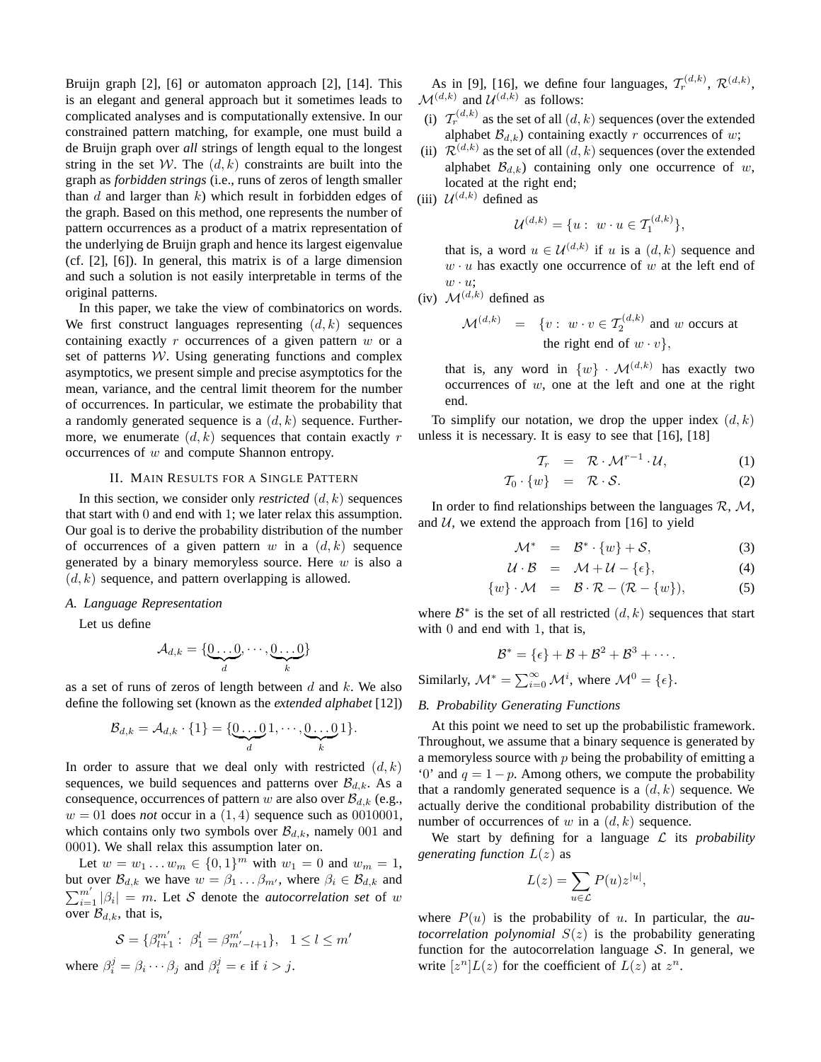Bruijn graph [2], [6] or automaton approach [2], [14]. This is an elegant and general approach but it sometimes leads to complicated analyses and is computationally extensive. In our constrained pattern matching, for example, one must build a de Bruijn graph over *all* strings of length equal to the longest string in the set $\mathcal{W}$. The $(d,k)$ constraints are built into the graph as *forbidden strings* (i.e., runs of zeros of length smaller than $d$ and larger than $k$) which result in forbidden edges of the graph. Based on this method, one represents the number of pattern occurrences as a product of a matrix representation of the underlying de Bruijn graph and hence its largest eigenvalue (cf. [2], [6]). In general, this matrix is of a large dimension and such a solution is not easily interpretable in terms of the original patterns.

In this paper, we take the view of combinatorics on words. We first construct languages representing $(d,k)$ sequences containing exactly $r$ occurrences of a given pattern $w$ or a set of patterns $\mathcal{W}$. Using generating functions and complex asymptotics, we present simple and precise asymptotics for the mean, variance, and the central limit theorem for the number of occurrences. In particular, we estimate the probability that a randomly generated sequence is a $(d,k)$ sequence. Furthermore, we enumerate $(d,k)$ sequences that contain exactly $r$ occurrences of $w$ and compute Shannon entropy.

## II. Main Results for a Single Pattern

In this section, we consider only *restricted* $(d,k)$ sequences that start with 0 and end with 1; we later relax this assumption. Our goal is to derive the probability distribution of the number of occurrences of a given pattern $w$ in a $(d,k)$ sequence generated by a binary memoryless source. Here $w$ is also a $(d,k)$ sequence, and pattern overlapping is allowed.

### A. Language Representation

Let us define

$$\mathcal{A}_{d,k} = \{\underbrace{0\ldots0}_{d}, \cdots, \underbrace{0\ldots0}_{k}\}$$

as a set of runs of zeros of length between $d$ and $k$. We also define the following set (known as the *extended alphabet* [12])

$$\mathcal{B}_{d,k} = \mathcal{A}_{d,k}\cdot\{1\} = \{\underbrace{0\ldots0}_{d}1, \cdots, \underbrace{0\ldots0}_{k}1\}.$$

In order to assure that we deal only with restricted $(d,k)$ sequences, we build sequences and patterns over $\mathcal{B}_{d,k}$. As a consequence, occurrences of pattern $w$ are also over $\mathcal{B}_{d,k}$ (e.g., $w = 01$ does *not* occur in a $(1,4)$ sequence such as 0010001, which contains only two symbols over $\mathcal{B}_{d,k}$, namely 001 and 0001). We shall relax this assumption later on.

Let $w = w_1 \ldots w_m \in \{0,1\}^m$ with $w_1 = 0$ and $w_m = 1$, but over $\mathcal{B}_{d,k}$ we have $w = \beta_1 \ldots \beta_{m'}$, where $\beta_i \in \mathcal{B}_{d,k}$ and $\sum_{i=1}^{m'} |\beta_i| = m$. Let $\mathcal{S}$ denote the *autocorrelation set* of $w$ over $\mathcal{B}_{d,k}$, that is,

$$\mathcal{S} = \{\beta_{l+1}^{m'} : \ \beta_1^l = \beta_{m'-l+1}^{m'}\}, \quad 1 \le l \le m'$$

where $\beta_i^j = \beta_i \cdots \beta_j$ and $\beta_i^j = \epsilon$ if $i > j$.

As in [9], [16], we define four languages, $\mathcal{T}_r^{(d,k)}$, $\mathcal{R}^{(d,k)}$, $\mathcal{M}^{(d,k)}$ and $\mathcal{U}^{(d,k)}$ as follows:

(i) $\mathcal{T}_r^{(d,k)}$ as the set of all $(d,k)$ sequences (over the extended alphabet $\mathcal{B}_{d,k}$) containing exactly $r$ occurrences of $w$;

(ii) $\mathcal{R}^{(d,k)}$ as the set of all $(d,k)$ sequences (over the extended alphabet $\mathcal{B}_{d,k}$) containing only one occurrence of $w$, located at the right end;

(iii) $\mathcal{U}^{(d,k)}$ defined as

$$\mathcal{U}^{(d,k)} = \{u : \ w \cdot u \in \mathcal{T}_1^{(d,k)}\},$$

that is, a word $u \in \mathcal{U}^{(d,k)}$ if $u$ is a $(d,k)$ sequence and $w \cdot u$ has exactly one occurrence of $w$ at the left end of $w \cdot u$;

(iv) $\mathcal{M}^{(d,k)}$ defined as

$$\mathcal{M}^{(d,k)} = \{v : \ w \cdot v \in \mathcal{T}_2^{(d,k)} \text{ and } w \text{ occurs at the right end of } w \cdot v\},$$

that is, any word in $\{w\} \cdot \mathcal{M}^{(d,k)}$ has exactly two occurrences of $w$, one at the left and one at the right end.

To simplify our notation, we drop the upper index $(d,k)$ unless it is necessary. It is easy to see that [16], [18]

$$\mathcal{T}_r = \mathcal{R} \cdot \mathcal{M}^{r-1} \cdot \mathcal{U}, \tag{1}$$

$$\mathcal{T}_0 \cdot \{w\} = \mathcal{R} \cdot \mathcal{S}. \tag{2}$$

In order to find relationships between the languages $\mathcal{R}$, $\mathcal{M}$, and $\mathcal{U}$, we extend the approach from [16] to yield

$$\mathcal{M}^* = \mathcal{B}^* \cdot \{w\} + \mathcal{S}, \tag{3}$$

$$\mathcal{U} \cdot \mathcal{B} = \mathcal{M} + \mathcal{U} - \{\epsilon\}, \tag{4}$$

$$\{w\} \cdot \mathcal{M} = \mathcal{B} \cdot \mathcal{R} - (\mathcal{R} - \{w\}), \tag{5}$$

where $\mathcal{B}^*$ is the set of all restricted $(d,k)$ sequences that start with 0 and end with 1, that is,

$$\mathcal{B}^* = \{\epsilon\} + \mathcal{B} + \mathcal{B}^2 + \mathcal{B}^3 + \cdots.$$

Similarly, $\mathcal{M}^* = \sum_{i=0}^{\infty} \mathcal{M}^i$, where $\mathcal{M}^0 = \{\epsilon\}$.

### B. Probability Generating Functions

At this point we need to set up the probabilistic framework. Throughout, we assume that a binary sequence is generated by a memoryless source with $p$ being the probability of emitting a '0' and $q = 1 - p$. Among others, we compute the probability that a randomly generated sequence is a $(d,k)$ sequence. We actually derive the conditional probability distribution of the number of occurrences of $w$ in a $(d,k)$ sequence.

We start by defining for a language $\mathcal{L}$ its *probability generating function* $L(z)$ as

$$L(z) = \sum_{u \in \mathcal{L}} P(u) z^{|u|},$$

where $P(u)$ is the probability of $u$. In particular, the *autocorrelation polynomial* $S(z)$ is the probability generating function for the autocorrelation language $\mathcal{S}$. In general, we write $[z^n]L(z)$ for the coefficient of $L(z)$ at $z^n$.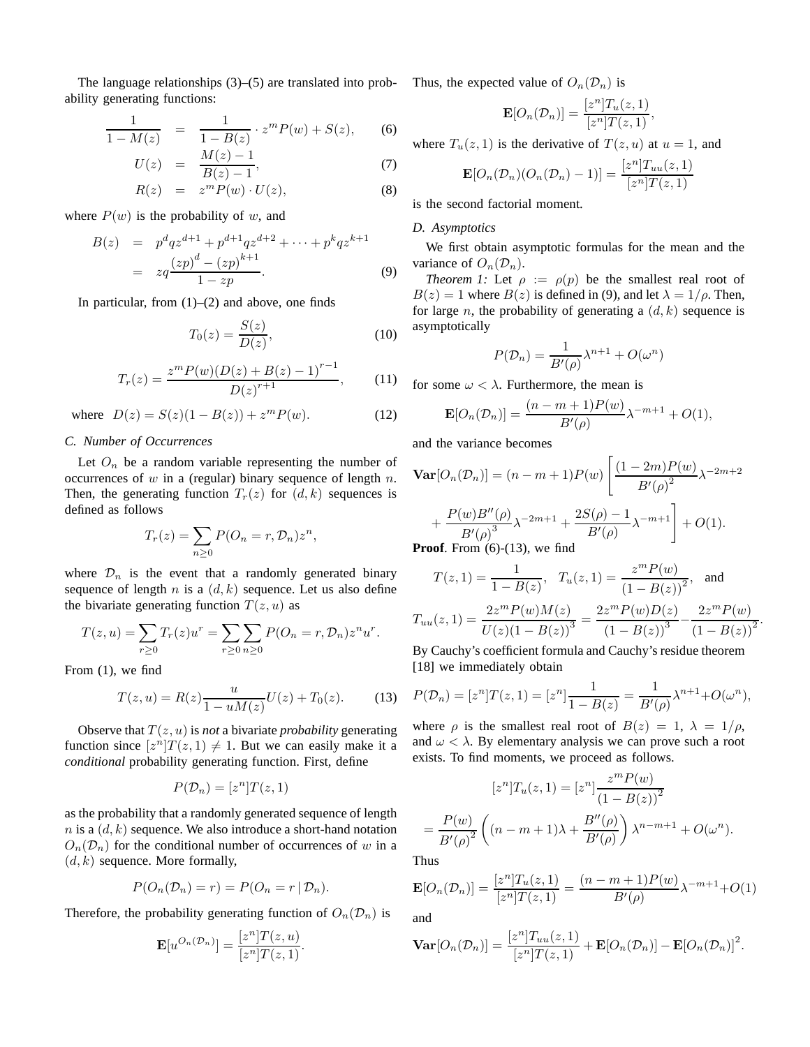The language relationships (3)–(5) are translated into probability generating functions:

$$\frac{1}{1-M(z)} = \frac{1}{1-B(z)} \cdot z^m P(w) + S(z), \quad (6)$$

$$U(z) = \frac{M(z)-1}{B(z)-1}, \quad (7)$$

$$R(z) = z^m P(w) \cdot U(z), \quad (8)$$

where $P(w)$ is the probability of $w$, and

$$\begin{aligned} B(z) &= p^d q z^{d+1} + p^{d+1} q z^{d+2} + \cdots + p^k q z^{k+1} \\ &= zq \frac{(zp)^d - (zp)^{k+1}}{1-zp}. \end{aligned} \quad (9)$$

In particular, from (1)–(2) and above, one finds

$$T_0(z) = \frac{S(z)}{D(z)}, \quad (10)$$

$$T_r(z) = \frac{z^m P(w) (D(z) + B(z) - 1)^{r-1}}{D(z)^{r+1}}, \quad (11)$$

$$\text{where } \; D(z) = S(z)(1-B(z)) + z^m P(w). \quad (12)$$

### C. Number of Occurrences

Let $O_n$ be a random variable representing the number of occurrences of $w$ in a (regular) binary sequence of length $n$. Then, the generating function $T_r(z)$ for $(d,k)$ sequences is defined as follows

$$T_r(z) = \sum_{n \geq 0} P(O_n = r, \mathcal{D}_n) z^n,$$

where $\mathcal{D}_n$ is the event that a randomly generated binary sequence of length $n$ is a $(d,k)$ sequence. Let us also define the bivariate generating function $T(z,u)$ as

$$T(z,u) = \sum_{r \geq 0} T_r(z) u^r = \sum_{r\geq 0} \sum_{n \geq 0} P(O_n = r, \mathcal{D}_n) z^n u^r.$$

From (1), we find

$$T(z,u) = R(z) \frac{u}{1-uM(z)} U(z) + T_0(z). \quad (13)$$

Observe that $T(z,u)$ is *not* a bivariate *probability* generating function since $[z^n]T(z,1) \neq 1$. But we can easily make it a *conditional* probability generating function. First, define

$$P(\mathcal{D}_n) = [z^n]T(z,1)$$

as the probability that a randomly generated sequence of length $n$ is a $(d,k)$ sequence. We also introduce a short-hand notation $O_n(\mathcal{D}_n)$ for the conditional number of occurrences of $w$ in a $(d,k)$ sequence. More formally,

$$P(O_n(\mathcal{D}_n) = r) = P(O_n = r \,|\, \mathcal{D}_n).$$

Therefore, the probability generating function of $O_n(\mathcal{D}_n)$ is

$$\mathbf{E}[u^{O_n(\mathcal{D}_n)}] = \frac{[z^n]T(z,u)}{[z^n]T(z,1)}.$$

Thus, the expected value of $O_n(\mathcal{D}_n)$ is

$$\mathbf{E}[O_n(\mathcal{D}_n)] = \frac{[z^n]T_u(z,1)}{[z^n]T(z,1)},$$

where $T_u(z,1)$ is the derivative of $T(z,u)$ at $u=1$, and

$$\mathbf{E}[O_n(\mathcal{D}_n)(O_n(\mathcal{D}_n)-1)] = \frac{[z^n]T_{uu}(z,1)}{[z^n]T(z,1)}$$

is the second factorial moment.

### D. Asymptotics

We first obtain asymptotic formulas for the mean and the variance of $O_n(\mathcal{D}_n)$.

*Theorem 1:* Let $\rho := \rho(p)$ be the smallest real root of $B(z) = 1$ where $B(z)$ is defined in (9), and let $\lambda = 1/\rho$. Then, for large $n$, the probability of generating a $(d,k)$ sequence is asymptotically

$$P(\mathcal{D}_n) = \frac{1}{B'(\rho)} \lambda^{n+1} + O(\omega^n)$$

for some $\omega < \lambda$. Furthermore, the mean is

$$\mathbf{E}[O_n(\mathcal{D}_n)] = \frac{(n-m+1)P(w)}{B'(\rho)} \lambda^{-m+1} + O(1),$$

and the variance becomes

$$\mathbf{Var}[O_n(\mathcal{D}_n)] = (n-m+1)P(w) \left[ \frac{(1-2m)P(w)}{B'(\rho)^2} \lambda^{-2m+2} + \frac{P(w)B''(\rho)}{B'(\rho)^3} \lambda^{-2m+1} + \frac{2S(\rho)-1}{B'(\rho)} \lambda^{-m+1} \right] + O(1).$$

**Proof**. From (6)-(13), we find

$$T(z,1) = \frac{1}{1-B(z)}, \quad T_u(z,1) = \frac{z^m P(w)}{(1-B(z))^2}, \quad \text{and}$$

$$T_{uu}(z,1) = \frac{2z^m P(w) M(z)}{U(z)(1-B(z))^3} = \frac{2z^m P(w) D(z)}{(1-B(z))^3} - \frac{2z^m P(w)}{(1-B(z))^2}.$$

By Cauchy's coefficient formula and Cauchy's residue theorem [18] we immediately obtain

$$P(\mathcal{D}_n) = [z^n]T(z,1) = [z^n]\frac{1}{1-B(z)} = \frac{1}{B'(\rho)}\lambda^{n+1} + O(\omega^n),$$

where $\rho$ is the smallest real root of $B(z) = 1$, $\lambda = 1/\rho$, and $\omega < \lambda$. By elementary analysis we can prove such a root exists. To find moments, we proceed as follows.

$$[z^n]T_u(z,1) = [z^n]\frac{z^m P(w)}{(1-B(z))^2}$$

$$= \frac{P(w)}{B'(\rho)^2} \left( (n-m+1)\lambda + \frac{B''(\rho)}{B'(\rho)} \right) \lambda^{n-m+1} + O(\omega^n).$$

Thus

$$\mathbf{E}[O_n(\mathcal{D}_n)] = \frac{[z^n]T_u(z,1)}{[z^n]T(z,1)} = \frac{(n-m+1)P(w)}{B'(\rho)} \lambda^{-m+1} + O(1)$$

and

$$\mathbf{Var}[O_n(\mathcal{D}_n)] = \frac{[z^n]T_{uu}(z,1)}{[z^n]T(z,1)} + \mathbf{E}[O_n(\mathcal{D}_n)] - \mathbf{E}[O_n(\mathcal{D}_n)]^2.$$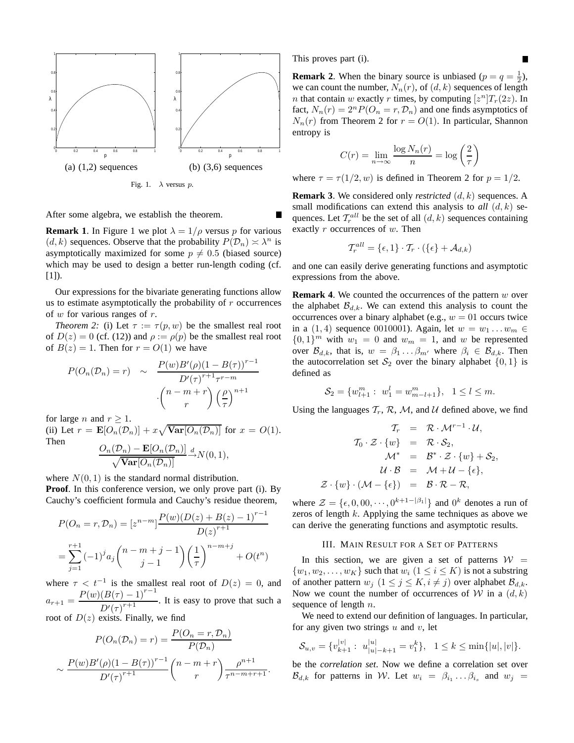(a) (1,2) sequences (b) (3,6) sequences

Fig. 1. $\lambda$ versus $p$.

After some algebra, we establish the theorem. ■

**Remark 1**. In Figure 1 we plot $\lambda = 1/\rho$ versus $p$ for various $(d,k)$ sequences. Observe that the probability $P(\mathcal{D}_n) \asymp \lambda^n$ is asymptotically maximized for some $p \neq 0.5$ (biased source) which may be used to design a better run-length coding (cf. [1]).

Our expressions for the bivariate generating functions allow us to estimate asymptotically the probability of $r$ occurrences of $w$ for various ranges of $r$.

*Theorem 2:* (i) Let $\tau := \tau(p,w)$ be the smallest real root of $D(z) = 0$ (cf. (12)) and $\rho := \rho(p)$ be the smallest real root of $B(z) = 1$. Then for $r = O(1)$ we have

$$P(O_n(\mathcal{D}_n) = r) \quad \sim \quad \frac{P(w)B'(\rho)(1-B(\tau))^{r-1}}{D'(\tau)^{r+1}\tau^{r-m}} \cdot \binom{n-m+r}{r}\left(\frac{\rho}{\tau}\right)^{n+1}$$

for large $n$ and $r \geq 1$.

(ii) Let $r = \mathbf{E}[O_n(\mathcal{D}_n)] + x\sqrt{\mathbf{Var}[O_n(\mathcal{D}_n)]}$ for $x = O(1)$. Then

$$\frac{O_n(\mathcal{D}_n) - \mathbf{E}[O_n(\mathcal{D}_n)]}{\sqrt{\mathbf{Var}[O_n(\mathcal{D}_n)]}} \xrightarrow{d} N(0,1),$$

where $N(0,1)$ is the standard normal distribution.

**Proof**. In this conference version, we only prove part (i). By Cauchy's coefficient formula and Cauchy's residue theorem,

$$P(O_n = r, \mathcal{D}_n) = [z^{n-m}]\frac{P(w)(D(z)+B(z)-1)^{r-1}}{D(z)^{r+1}}$$
$$= \sum_{j=1}^{r+1}(-1)^j a_j \binom{n-m+j-1}{j-1}\left(\frac{1}{\tau}\right)^{n-m+j} + O(t^n)$$

where $\tau < t^{-1}$ is the smallest real root of $D(z) = 0$, and $a_{r+1} = \dfrac{P(w)(B(\tau)-1)^{r-1}}{D'(\tau)^{r+1}}$. It is easy to prove that such a root of $D(z)$ exists. Finally, we find

$$P(O_n(\mathcal{D}_n) = r) = \frac{P(O_n = r, \mathcal{D}_n)}{P(\mathcal{D}_n)}$$
$$\sim \frac{P(w)B'(\rho)(1-B(\tau))^{r-1}}{D'(\tau)^{r+1}}\binom{n-m+r}{r}\frac{\rho^{n+1}}{\tau^{n-m+r+1}}.$$

This proves part (i). ■

**Remark 2**. When the binary source is unbiased ($p = q = \frac{1}{2}$), we can count the number, $N_n(r)$, of $(d,k)$ sequences of length $n$ that contain $w$ exactly $r$ times, by computing $[z^n]T_r(2z)$. In fact, $N_n(r) = 2^n P(O_n = r, \mathcal{D}_n)$ and one finds asymptotics of $N_n(r)$ from Theorem 2 for $r = O(1)$. In particular, Shannon entropy is

$$C(r) = \lim_{n\to\infty}\frac{\log N_n(r)}{n} = \log\left(\frac{2}{\tau}\right)$$

where $\tau = \tau(1/2, w)$ is defined in Theorem 2 for $p = 1/2$.

**Remark 3**. We considered only *restricted* $(d,k)$ sequences. A small modifications can extend this analysis to *all* $(d,k)$ sequences. Let $\mathcal{T}_r^{all}$ be the set of all $(d,k)$ sequences containing exactly $r$ occurrences of $w$. Then

$$\mathcal{T}_r^{all} = \{\epsilon, 1\} \cdot \mathcal{T}_r \cdot (\{\epsilon\} + \mathcal{A}_{d,k})$$

and one can easily derive generating functions and asymptotic expressions from the above.

**Remark 4**. We counted the occurrences of the pattern $w$ over the alphabet $\mathcal{B}_{d,k}$. We can extend this analysis to count the occurrences over a binary alphabet (e.g., $w = 01$ occurs twice in a $(1,4)$ sequence 0010001). Again, let $w = w_1 \dots w_m \in \{0,1\}^m$ with $w_1 = 0$ and $w_m = 1$, and $w$ be represented over $\mathcal{B}_{d,k}$, that is, $w = \beta_1 \dots \beta_{m'}$ where $\beta_i \in \mathcal{B}_{d,k}$. Then the autocorrelation set $\mathcal{S}_2$ over the binary alphabet $\{0,1\}$ is defined as

$$\mathcal{S}_2 = \{w_{l+1}^m : \; w_1^l = w_{m-l+1}^m\}, \quad 1 \leq l \leq m.$$

Using the languages $\mathcal{T}_r$, $\mathcal{R}$, $\mathcal{M}$, and $\mathcal{U}$ defined above, we find

$$\begin{aligned}
\mathcal{T}_r &= \mathcal{R} \cdot \mathcal{M}^{r-1} \cdot \mathcal{U}, \\
\mathcal{T}_0 \cdot \mathcal{Z} \cdot \{w\} &= \mathcal{R} \cdot \mathcal{S}_2, \\
\mathcal{M}^* &= \mathcal{B}^* \cdot \mathcal{Z} \cdot \{w\} + \mathcal{S}_2, \\
\mathcal{U} \cdot \mathcal{B} &= \mathcal{M} + \mathcal{U} - \{\epsilon\}, \\
\mathcal{Z} \cdot \{w\} \cdot (\mathcal{M} - \{\epsilon\}) &= \mathcal{B} \cdot \mathcal{R} - \mathcal{R},
\end{aligned}$$

where $\mathcal{Z} = \{\epsilon, 0, 00, \cdots, 0^{k+1-|\beta_1|}\}$ and $0^k$ denotes a run of zeros of length $k$. Applying the same techniques as above we can derive the generating functions and asymptotic results.

## III. Main Result for a Set of Patterns

In this section, we are given a set of patterns $\mathcal{W} = \{w_1, w_2, \dots, w_K\}$ such that $w_i$ $(1 \leq i \leq K)$ is not a substring of another pattern $w_j$ $(1 \leq j \leq K, i \neq j)$ over alphabet $\mathcal{B}_{d,k}$. Now we count the number of occurrences of $\mathcal{W}$ in a $(d,k)$ sequence of length $n$.

We need to extend our definition of languages. In particular, for any given two strings $u$ and $v$, let

$$\mathcal{S}_{u,v} = \{v_{k+1}^{|v|} : \; u_{|u|-k+1}^{|u|} = v_1^k\}, \quad 1 \leq k \leq \min\{|u|, |v|\}.$$

be the *correlation set*. Now we define a correlation set over $\mathcal{B}_{d,k}$ for patterns in $\mathcal{W}$. Let $w_i = \beta_{i_1} \dots \beta_{i_s}$ and $w_j =$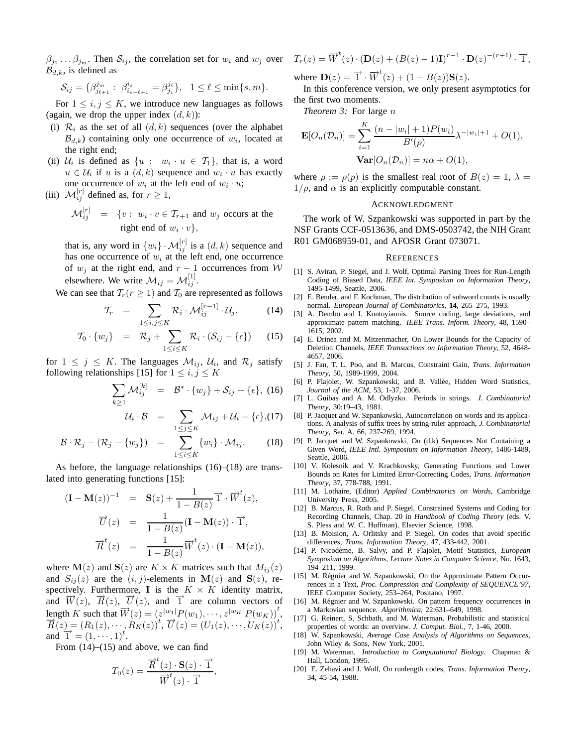$\beta_{j_1} \ldots \beta_{j_m}$. Then $\mathcal{S}_{ij}$, the correlation set for $w_i$ and $w_j$ over $\mathcal{B}_{d,k}$, is defined as

$$\mathcal{S}_{ij} = \{\beta_{j_{\ell+1}}^{j_m} : \ \beta_{i_{s-\ell+1}}^{i_s} = \beta_{j_1}^{j_\ell}\}, \quad 1 \le \ell \le \min\{s, m\}.$$

For $1 \le i, j \le K$, we introduce new languages as follows (again, we drop the upper index $(d, k)$):

(i) $\mathcal{R}_i$ as the set of all $(d, k)$ sequences (over the alphabet $\mathcal{B}_{d,k}$) containing only one occurrence of $w_i$, located at the right end;

(ii) $\mathcal{U}_i$ is defined as $\{u : \ w_i \cdot u \in \mathcal{T}_1\}$, that is, a word $u \in \mathcal{U}_i$ if $u$ is a $(d, k)$ sequence and $w_i \cdot u$ has exactly one occurrence of $w_i$ at the left end of $w_i \cdot u$;

(iii) $\mathcal{M}_{ij}^{[r]}$ defined as, for $r \ge 1$,

$$\mathcal{M}_{ij}^{[r]} \ = \ \{v : \ w_i \cdot v \in \mathcal{T}_{r+1} \text{ and } w_j \text{ occurs at the right end of } w_i \cdot v\},$$

that is, any word in $\{w_i\} \cdot \mathcal{M}_{ij}^{[r]}$ is a $(d, k)$ sequence and has one occurrence of $w_i$ at the left end, one occurrence of $w_j$ at the right end, and $r-1$ occurrences from $\mathcal{W}$ elsewhere. We write $\mathcal{M}_{ij} = \mathcal{M}_{ij}^{[1]}$.

We can see that $\mathcal{T}_r (r \ge 1)$ and $\mathcal{T}_0$ are represented as follows

$$\mathcal{T}_r \ = \ \sum_{1 \le i,j \le K} \mathcal{R}_i \cdot \mathcal{M}_{ij}^{[r-1]} \cdot \mathcal{U}_j, \qquad (14)$$

$$\mathcal{T}_0 \cdot \{w_j\} \ = \ \mathcal{R}_j + \sum_{1 \le i \le K} \mathcal{R}_i \cdot (\mathcal{S}_{ij} - \{\epsilon\}) \qquad (15)$$

for $1 \le j \le K$. The languages $\mathcal{M}_{ij}$, $\mathcal{U}_i$, and $\mathcal{R}_j$ satisfy following relationships [15] for $1 \le i, j \le K$

$$\sum_{k \ge 1} \mathcal{M}_{ij}^{[k]} \ = \ \mathcal{B}^* \cdot \{w_j\} + \mathcal{S}_{ij} - \{\epsilon\}, \quad (16)$$

$$\mathcal{U}_i \cdot \mathcal{B} \ = \ \sum_{1 \le j \le K} \mathcal{M}_{ij} + \mathcal{U}_i - \{\epsilon\}, \quad (17)$$

$$\mathcal{B} \cdot \mathcal{R}_j - (\mathcal{R}_j - \{w_j\}) \ = \ \sum_{1 \le i \le K} \{w_i\} \cdot \mathcal{M}_{ij}. \qquad (18)$$

As before, the language relationships (16)–(18) are translated into generating functions [15]:

$$(\mathbf{I} - \mathbf{M}(z))^{-1} \ = \ \mathbf{S}(z) + \frac{1}{1 - B(z)} \overrightarrow{1} \cdot \overrightarrow{W}^t(z),$$

$$\overrightarrow{U}(z) \ = \ \frac{1}{1 - B(z)} (\mathbf{I} - \mathbf{M}(z)) \cdot \overrightarrow{1},$$

$$\overrightarrow{R}^t(z) \ = \ \frac{1}{1 - B(z)} \overrightarrow{W}^t(z) \cdot (\mathbf{I} - \mathbf{M}(z)),$$

where $\mathbf{M}(z)$ and $\mathbf{S}(z)$ are $K \times K$ matrices such that $M_{ij}(z)$ and $S_{ij}(z)$ are the $(i, j)$-elements in $\mathbf{M}(z)$ and $\mathbf{S}(z)$, respectively. Furthermore, $\mathbf{I}$ is the $K \times K$ identity matrix, and $\overrightarrow{W}(z)$, $\overrightarrow{R}(z)$, $\overrightarrow{U}(z)$, and $\overrightarrow{1}$ are column vectors of length $K$ such that $\overrightarrow{W}(z) = (z^{|w_1|}P(w_1), \cdots, z^{|w_K|}P(w_K))^t$, $\overrightarrow{R}(z) = (R_1(z), \cdots, R_K(z))^t$, $\overrightarrow{U}(z) = (U_1(z), \cdots, U_K(z))^t$, and $\overrightarrow{1} = (1, \cdots, 1)^t$.

From (14)–(15) and above, we can find

$$T_0(z) = \frac{\overrightarrow{R}^t(z) \cdot \mathbf{S}(z) \cdot \overrightarrow{1}}{\overrightarrow{W}^t(z) \cdot \overrightarrow{1}},$$

$$T_r(z) = \overrightarrow{W}^t(z) \cdot (\mathbf{D}(z) + (B(z) - 1)\mathbf{I})^{r-1} \cdot \mathbf{D}(z)^{-(r+1)} \cdot \overrightarrow{1},$$

where $\mathbf{D}(z) = \overrightarrow{1} \cdot \overrightarrow{W}^t(z) + (1 - B(z))\mathbf{S}(z)$.

In this conference version, we only present asymptotics for the first two moments.

*Theorem 3:* For large $n$

$$\mathbf{E}[O_n(\mathcal{D}_n)] = \sum_{i=1}^{K} \frac{(n - |w_i| + 1)P(w_i)}{B'(\rho)} \lambda^{-|w_i|+1} + O(1),$$

$$\mathbf{Var}[O_n(\mathcal{D}_n)] = n\alpha + O(1),$$

where $\rho := \rho(p)$ is the smallest real root of $B(z) = 1$, $\lambda = 1/\rho$, and $\alpha$ is an explicitly computable constant.

## Acknowledgment

The work of W. Szpankowski was supported in part by the NSF Grants CCF-0513636, and DMS-0503742, the NIH Grant R01 GM068959-01, and AFOSR Grant 073071.

## References

[1] S. Aviran, P. Siegel, and J. Wolf, Optimal Parsing Trees for Run-Length Coding of Biased Data, *IEEE Int. Symposium on Information Theory*, 1495-1499, Seattle, 2006.

[2] E. Bender, and F. Kochman, The distribution of subword counts is usually normal. *European Journal of Combinatorics*, **14**, 265–275, 1993.

[3] A. Dembo and I. Kontoyiannis. Source coding, large deviations, and approximate pattern matching. *IEEE Trans. Inform. Theory*, 48, 1590–1615, 2002.

[4] E. Drinea and M. Mitzenmacher, On Lower Bounds for the Capacity of Deletion Channels, *IEEE Transactions on Information Theory*, 52, 4648-4657, 2006.

[5] J. Fan, T. L. Poo, and B. Marcus, Constraint Gain, *Trans. Information Theory*, 50, 1989-1999, 2004.

[6] P. Flajolet, W. Szpankowski, and B. Vallée, Hidden Word Statistics, *Journal of the ACM*, 53, 1-37, 2006.

[7] L. Guibas and A. M. Odlyzko. Periods in strings. *J. Combinatorial Theory*, 30:19–43, 1981.

[8] P. Jacquet and W. Szpankowski, Autocorrelation on words and its applications. A analysis of suffix trees by string-ruler approach, *J. Combinatorial Theory*, Ser. A. 66, 237-269, 1994.

[9] P. Jacquet and W. Szpankowski, On (d,k) Sequences Not Containing a Given Word, *IEEE Intl. Symposium on Information Theory*, 1486-1489, Seattle, 2006.

[10] V. Kolesnik and V. Krachkovsky, Generating Functions and Lower Bounds on Rates for Limited Error-Correcting Codes, *Trans. Information Theory*, 37, 778-788, 1991.

[11] M. Lothaire, (Editor) *Applied Combinatorics on Words*, Cambridge University Press, 2005.

[12] B. Marcus, R. Roth and P. Siegel, Constrained Systems and Coding for Recording Channels, Chap. 20 in *Handbook of Coding Theory* (eds. V. S. Pless and W. C. Huffman), Elsevier Science, 1998.

[13] B. Moision, A. Orlitsky and P. Siegel, On codes that avoid specific differences, *Trans. Information Theory*, 47, 433-442, 2001.

[14] P. Nicodème, B. Salvy, and P. Flajolet, Motif Statistics, *European Symposium on Algorithms, Lecture Notes in Computer Science*, No. 1643, 194–211, 1999.

[15] M. Régnier and W. Szpankowski, On the Approximate Pattern Occurrences in a Text, *Proc. Compression and Complexity of SEQUENCE'97*, IEEE Computer Society, 253–264, Positano, 1997.

[16] M. Régnier and W. Szpankowski. On pattern frequency occurrences in a Markovian sequence. *Algorithmica*, 22:631–649, 1998.

[17] G. Reinert, S. Schbath, and M. Waterman, Probabilistic and statistical properties of words: an overview. *J. Comput. Biol.*, 7, 1-46, 2000.

[18] W. Szpankowski, *Average Case Analysis of Algorithms on Sequences*, John Wiley & Sons, New York, 2001.

[19] M. Waterman. *Introduction to Computational Biology*. Chapman & Hall, London, 1995.

[20] E. Zehavi and J. Wolf, On runlength codes, *Trans. Information Theory*, 34, 45-54, 1988.